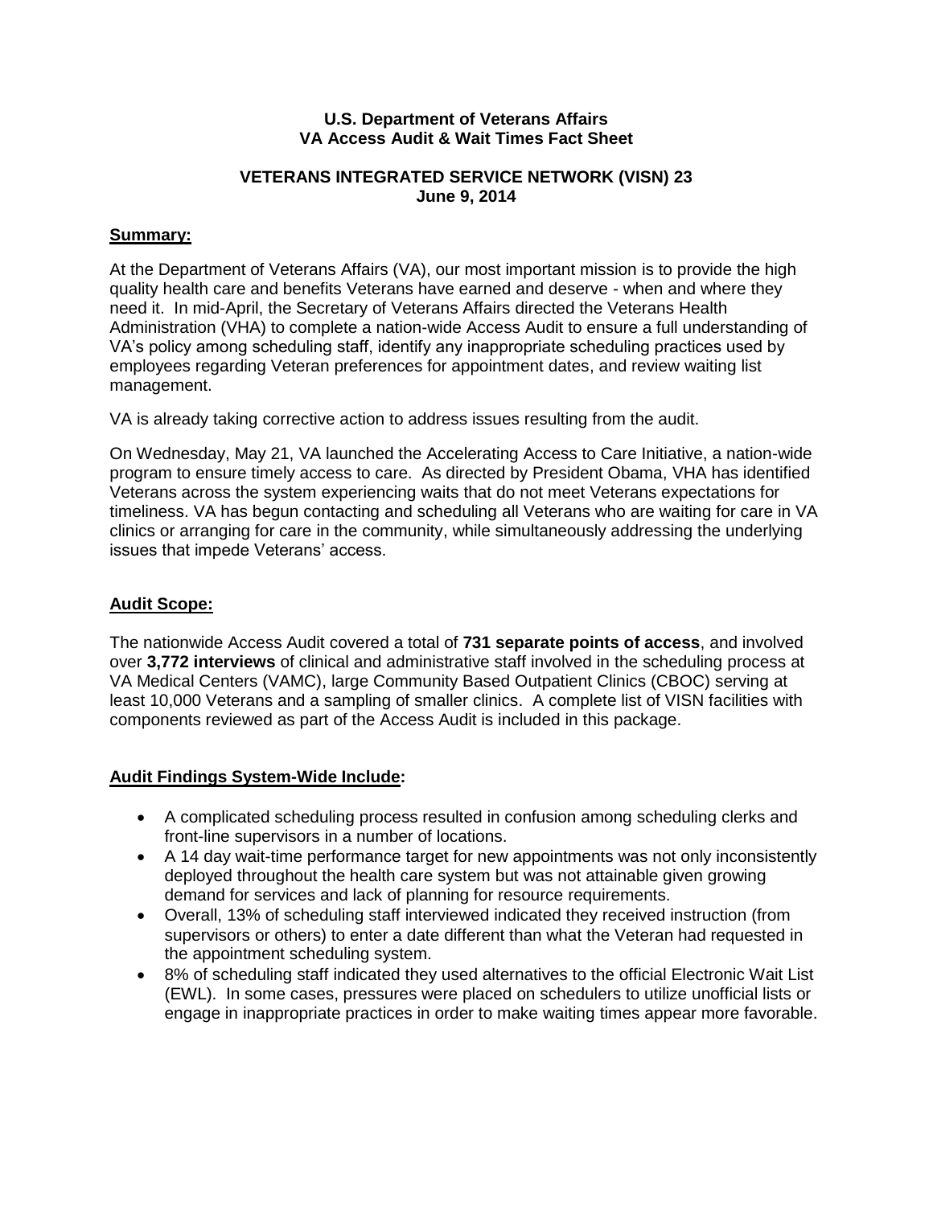**U.S. Department of Veterans Affairs**
**VA Access Audit & Wait Times Fact Sheet**

**VETERANS INTEGRATED SERVICE NETWORK (VISN) 23**
**June 9, 2014**

## Summary:

At the Department of Veterans Affairs (VA), our most important mission is to provide the high quality health care and benefits Veterans have earned and deserve - when and where they need it. In mid-April, the Secretary of Veterans Affairs directed the Veterans Health Administration (VHA) to complete a nation-wide Access Audit to ensure a full understanding of VA's policy among scheduling staff, identify any inappropriate scheduling practices used by employees regarding Veteran preferences for appointment dates, and review waiting list management.

VA is already taking corrective action to address issues resulting from the audit.

On Wednesday, May 21, VA launched the Accelerating Access to Care Initiative, a nation-wide program to ensure timely access to care. As directed by President Obama, VHA has identified Veterans across the system experiencing waits that do not meet Veterans expectations for timeliness. VA has begun contacting and scheduling all Veterans who are waiting for care in VA clinics or arranging for care in the community, while simultaneously addressing the underlying issues that impede Veterans' access.

## Audit Scope:

The nationwide Access Audit covered a total of **731 separate points of access**, and involved over **3,772 interviews** of clinical and administrative staff involved in the scheduling process at VA Medical Centers (VAMC), large Community Based Outpatient Clinics (CBOC) serving at least 10,000 Veterans and a sampling of smaller clinics. A complete list of VISN facilities with components reviewed as part of the Access Audit is included in this package.

## Audit Findings System-Wide Include:

- A complicated scheduling process resulted in confusion among scheduling clerks and front-line supervisors in a number of locations.
- A 14 day wait-time performance target for new appointments was not only inconsistently deployed throughout the health care system but was not attainable given growing demand for services and lack of planning for resource requirements.
- Overall, 13% of scheduling staff interviewed indicated they received instruction (from supervisors or others) to enter a date different than what the Veteran had requested in the appointment scheduling system.
- 8% of scheduling staff indicated they used alternatives to the official Electronic Wait List (EWL). In some cases, pressures were placed on schedulers to utilize unofficial lists or engage in inappropriate practices in order to make waiting times appear more favorable.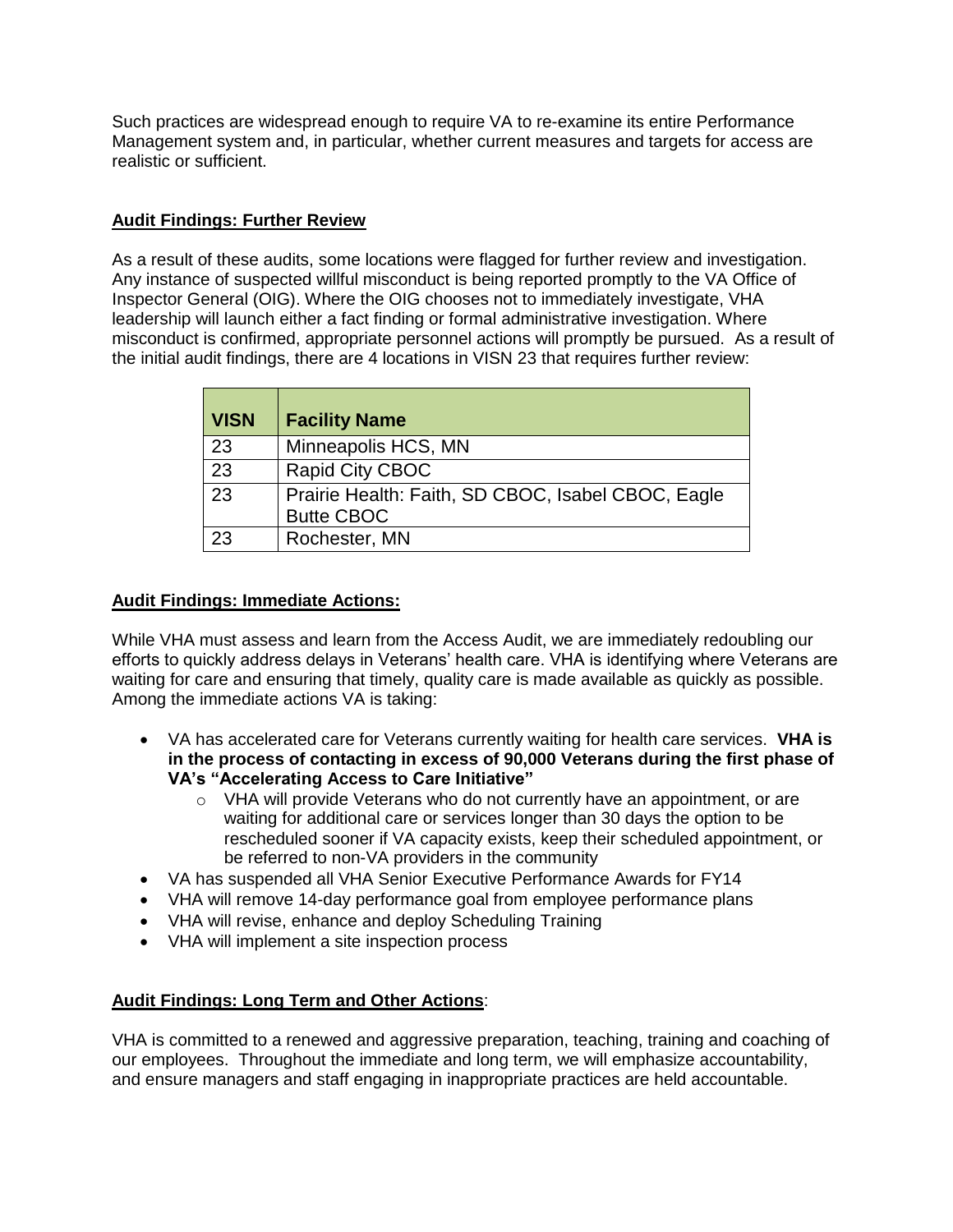Such practices are widespread enough to require VA to re-examine its entire Performance Management system and, in particular, whether current measures and targets for access are realistic or sufficient.

**Audit Findings: Further Review**

As a result of these audits, some locations were flagged for further review and investigation. Any instance of suspected willful misconduct is being reported promptly to the VA Office of Inspector General (OIG). Where the OIG chooses not to immediately investigate, VHA leadership will launch either a fact finding or formal administrative investigation. Where misconduct is confirmed, appropriate personnel actions will promptly be pursued. As a result of the initial audit findings, there are 4 locations in VISN 23 that requires further review:

| VISN | Facility Name |
| --- | --- |
| 23 | Minneapolis HCS, MN |
| 23 | Rapid City CBOC |
| 23 | Prairie Health: Faith, SD CBOC, Isabel CBOC, Eagle Butte CBOC |
| 23 | Rochester, MN |

**Audit Findings: Immediate Actions:**

While VHA must assess and learn from the Access Audit, we are immediately redoubling our efforts to quickly address delays in Veterans' health care. VHA is identifying where Veterans are waiting for care and ensuring that timely, quality care is made available as quickly as possible. Among the immediate actions VA is taking:

- VA has accelerated care for Veterans currently waiting for health care services. **VHA is in the process of contacting in excess of 90,000 Veterans during the first phase of VA's "Accelerating Access to Care Initiative"**
  - VHA will provide Veterans who do not currently have an appointment, or are waiting for additional care or services longer than 30 days the option to be rescheduled sooner if VA capacity exists, keep their scheduled appointment, or be referred to non-VA providers in the community
- VA has suspended all VHA Senior Executive Performance Awards for FY14
- VHA will remove 14-day performance goal from employee performance plans
- VHA will revise, enhance and deploy Scheduling Training
- VHA will implement a site inspection process

**Audit Findings: Long Term and Other Actions**:

VHA is committed to a renewed and aggressive preparation, teaching, training and coaching of our employees. Throughout the immediate and long term, we will emphasize accountability, and ensure managers and staff engaging in inappropriate practices are held accountable.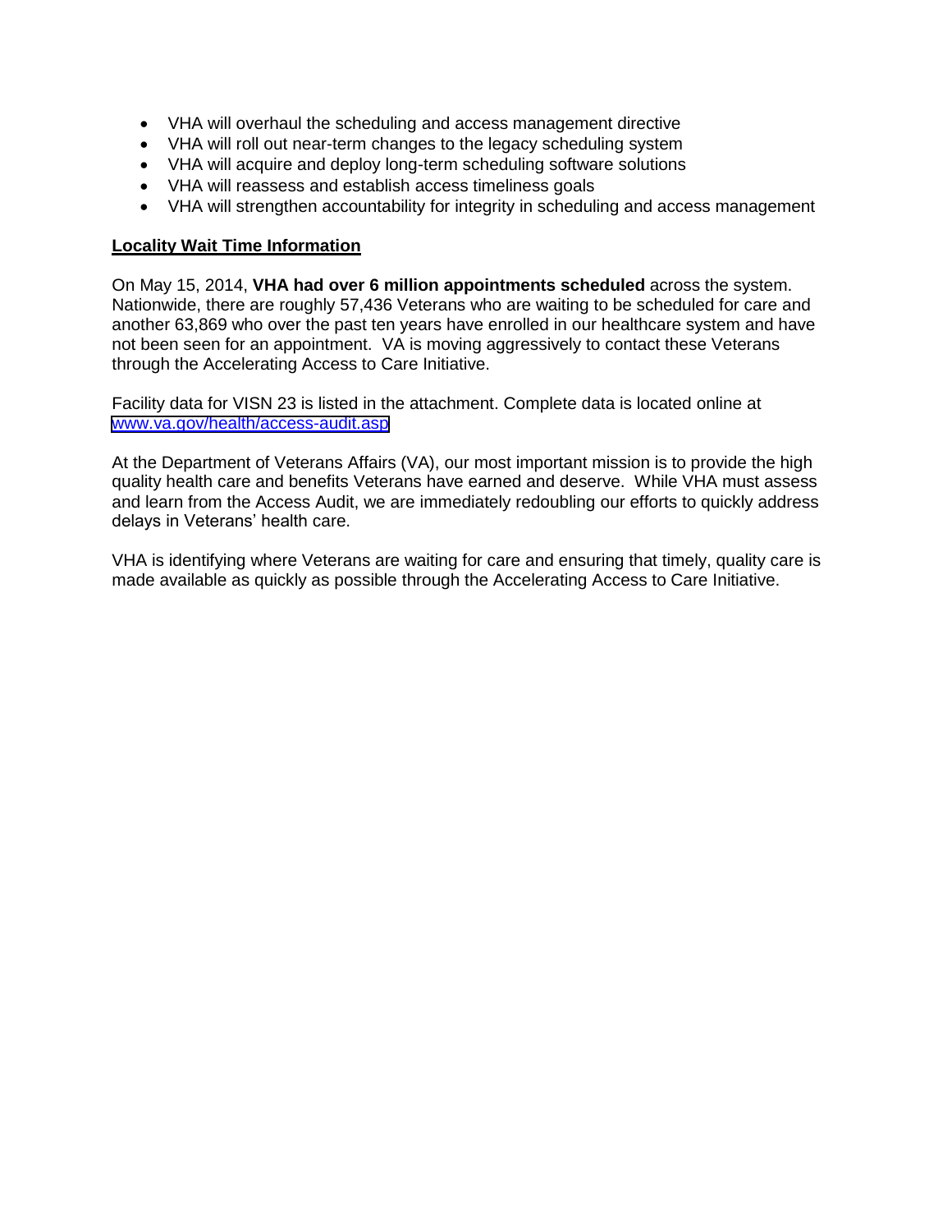- VHA will overhaul the scheduling and access management directive
- VHA will roll out near-term changes to the legacy scheduling system
- VHA will acquire and deploy long-term scheduling software solutions
- VHA will reassess and establish access timeliness goals
- VHA will strengthen accountability for integrity in scheduling and access management

**Locality Wait Time Information**

On May 15, 2014, **VHA had over 6 million appointments scheduled** across the system. Nationwide, there are roughly 57,436 Veterans who are waiting to be scheduled for care and another 63,869 who over the past ten years have enrolled in our healthcare system and have not been seen for an appointment. VA is moving aggressively to contact these Veterans through the Accelerating Access to Care Initiative.

Facility data for VISN 23 is listed in the attachment. Complete data is located online at www.va.gov/health/access-audit.asp

At the Department of Veterans Affairs (VA), our most important mission is to provide the high quality health care and benefits Veterans have earned and deserve. While VHA must assess and learn from the Access Audit, we are immediately redoubling our efforts to quickly address delays in Veterans' health care.

VHA is identifying where Veterans are waiting for care and ensuring that timely, quality care is made available as quickly as possible through the Accelerating Access to Care Initiative.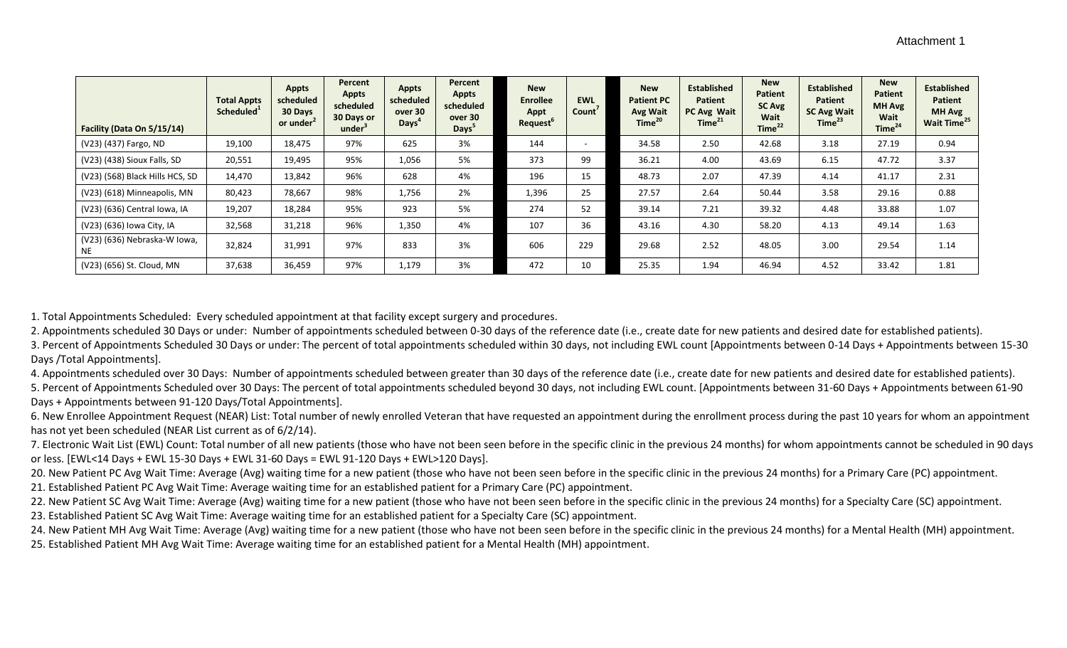Attachment 1

| Facility (Data On 5/15/14) | Total Appts Scheduled[1] | Appts scheduled 30 Days or under[2] | Percent Appts scheduled 30 Days or under[3] | Appts scheduled over 30 Days[4] | Percent Appts scheduled over 30 Days[5] | New Enrollee Appt Request[6] | EWL Count[7] | New Patient PC Avg Wait Time[20] | Established Patient PC Avg Wait Time[21] | New Patient SC Avg Wait Time[22] | Established Patient SC Avg Wait Time[23] | New Patient MH Avg Wait Time[24] | Established Patient MH Avg Wait Time[25] |
|---|---|---|---|---|---|---|---|---|---|---|---|---|---|
| (V23) (437) Fargo, ND | 19,100 | 18,475 | 97% | 625 | 3% | 144 | - | 34.58 | 2.50 | 42.68 | 3.18 | 27.19 | 0.94 |
| (V23) (438) Sioux Falls, SD | 20,551 | 19,495 | 95% | 1,056 | 5% | 373 | 99 | 36.21 | 4.00 | 43.69 | 6.15 | 47.72 | 3.37 |
| (V23) (568) Black Hills HCS, SD | 14,470 | 13,842 | 96% | 628 | 4% | 196 | 15 | 48.73 | 2.07 | 47.39 | 4.14 | 41.17 | 2.31 |
| (V23) (618) Minneapolis, MN | 80,423 | 78,667 | 98% | 1,756 | 2% | 1,396 | 25 | 27.57 | 2.64 | 50.44 | 3.58 | 29.16 | 0.88 |
| (V23) (636) Central Iowa, IA | 19,207 | 18,284 | 95% | 923 | 5% | 274 | 52 | 39.14 | 7.21 | 39.32 | 4.48 | 33.88 | 1.07 |
| (V23) (636) Iowa City, IA | 32,568 | 31,218 | 96% | 1,350 | 4% | 107 | 36 | 43.16 | 4.30 | 58.20 | 4.13 | 49.14 | 1.63 |
| (V23) (636) Nebraska-W Iowa, NE | 32,824 | 31,991 | 97% | 833 | 3% | 606 | 229 | 29.68 | 2.52 | 48.05 | 3.00 | 29.54 | 1.14 |
| (V23) (656) St. Cloud, MN | 37,638 | 36,459 | 97% | 1,179 | 3% | 472 | 10 | 25.35 | 1.94 | 46.94 | 4.52 | 33.42 | 1.81 |

1. Total Appointments Scheduled: Every scheduled appointment at that facility except surgery and procedures.
2. Appointments scheduled 30 Days or under: Number of appointments scheduled between 0-30 days of the reference date (i.e., create date for new patients and desired date for established patients).
3. Percent of Appointments Scheduled 30 Days or under: The percent of total appointments scheduled within 30 days, not including EWL count [Appointments between 0-14 Days + Appointments between 15-30 Days /Total Appointments].
4. Appointments scheduled over 30 Days: Number of appointments scheduled between greater than 30 days of the reference date (i.e., create date for new patients and desired date for established patients).
5. Percent of Appointments Scheduled over 30 Days: The percent of total appointments scheduled beyond 30 days, not including EWL count. [Appointments between 31-60 Days + Appointments between 61-90 Days + Appointments between 91-120 Days/Total Appointments].
6. New Enrollee Appointment Request (NEAR) List: Total number of newly enrolled Veteran that have requested an appointment during the enrollment process during the past 10 years for whom an appointment has not yet been scheduled (NEAR List current as of 6/2/14).
7. Electronic Wait List (EWL) Count: Total number of all new patients (those who have not been seen before in the specific clinic in the previous 24 months) for whom appointments cannot be scheduled in 90 days or less. [EWL<14 Days + EWL 15-30 Days + EWL 31-60 Days = EWL 91-120 Days + EWL>120 Days].
20. New Patient PC Avg Wait Time: Average (Avg) waiting time for a new patient (those who have not been seen before in the specific clinic in the previous 24 months) for a Primary Care (PC) appointment.
21. Established Patient PC Avg Wait Time: Average waiting time for an established patient for a Primary Care (PC) appointment.
22. New Patient SC Avg Wait Time: Average (Avg) waiting time for a new patient (those who have not been seen before in the specific clinic in the previous 24 months) for a Specialty Care (SC) appointment.
23. Established Patient SC Avg Wait Time: Average waiting time for an established patient for a Specialty Care (SC) appointment.
24. New Patient MH Avg Wait Time: Average (Avg) waiting time for a new patient (those who have not been seen before in the specific clinic in the previous 24 months) for a Mental Health (MH) appointment.
25. Established Patient MH Avg Wait Time: Average waiting time for an established patient for a Mental Health (MH) appointment.